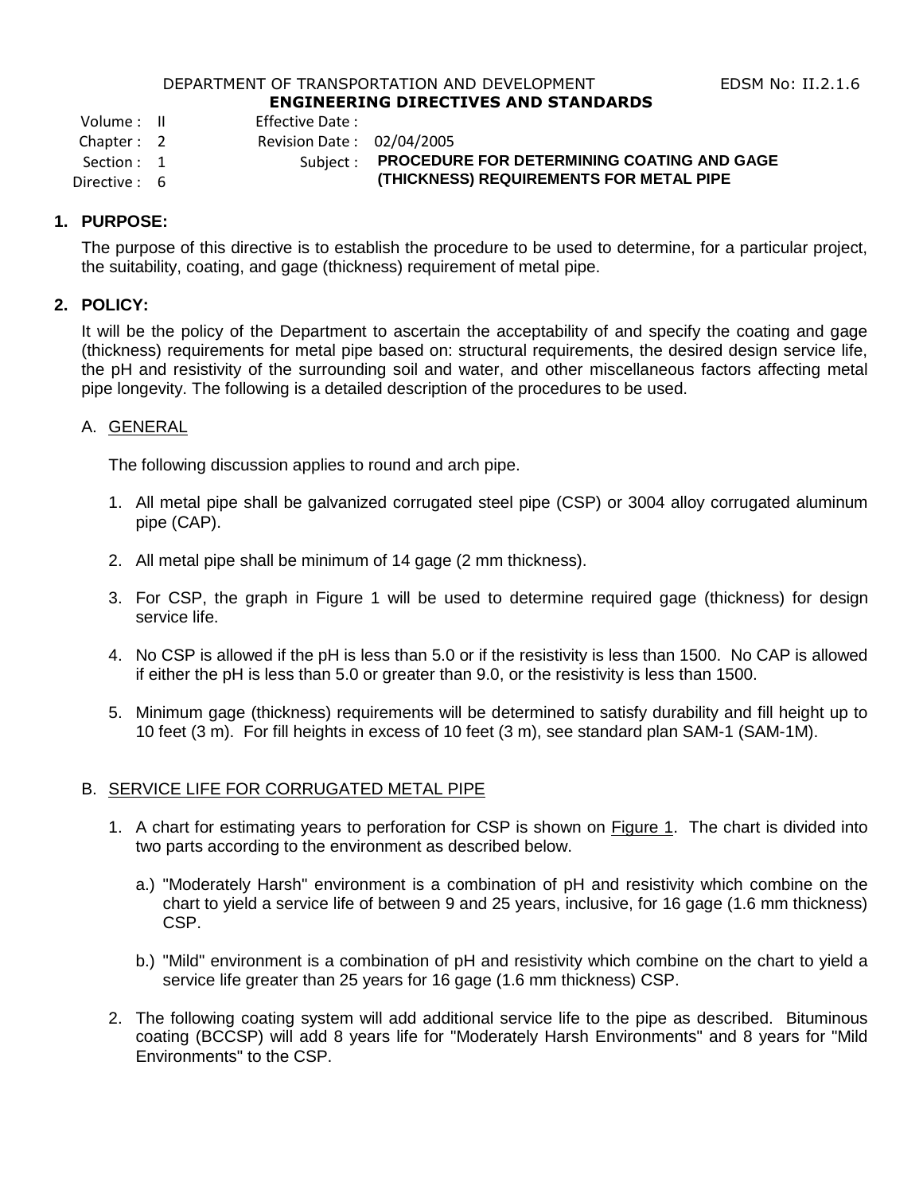DEPARTMENT OF TRANSPORTATION AND DEVELOPMENT EDSM No: II.2.1.6

**ENGINEERING DIRECTIVES AND STANDARDS**

Volume : II
Chapter : 2
Section : 1
Directive : 6

Effective Date :
Revision Date : 02/04/2005
Subject : **PROCEDURE FOR DETERMINING COATING AND GAGE (THICKNESS) REQUIREMENTS FOR METAL PIPE**

## 1. PURPOSE:

The purpose of this directive is to establish the procedure to be used to determine, for a particular project, the suitability, coating, and gage (thickness) requirement of metal pipe.

## 2. POLICY:

It will be the policy of the Department to ascertain the acceptability of and specify the coating and gage (thickness) requirements for metal pipe based on: structural requirements, the desired design service life, the pH and resistivity of the surrounding soil and water, and other miscellaneous factors affecting metal pipe longevity. The following is a detailed description of the procedures to be used.

### A. GENERAL

The following discussion applies to round and arch pipe.

1. All metal pipe shall be galvanized corrugated steel pipe (CSP) or 3004 alloy corrugated aluminum pipe (CAP).
2. All metal pipe shall be minimum of 14 gage (2 mm thickness).
3. For CSP, the graph in Figure 1 will be used to determine required gage (thickness) for design service life.
4. No CSP is allowed if the pH is less than 5.0 or if the resistivity is less than 1500. No CAP is allowed if either the pH is less than 5.0 or greater than 9.0, or the resistivity is less than 1500.
5. Minimum gage (thickness) requirements will be determined to satisfy durability and fill height up to 10 feet (3 m). For fill heights in excess of 10 feet (3 m), see standard plan SAM-1 (SAM-1M).

### B. SERVICE LIFE FOR CORRUGATED METAL PIPE

1. A chart for estimating years to perforation for CSP is shown on Figure 1. The chart is divided into two parts according to the environment as described below.
   a.) "Moderately Harsh" environment is a combination of pH and resistivity which combine on the chart to yield a service life of between 9 and 25 years, inclusive, for 16 gage (1.6 mm thickness) CSP.
   b.) "Mild" environment is a combination of pH and resistivity which combine on the chart to yield a service life greater than 25 years for 16 gage (1.6 mm thickness) CSP.
2. The following coating system will add additional service life to the pipe as described. Bituminous coating (BCCSP) will add 8 years life for "Moderately Harsh Environments" and 8 years for "Mild Environments" to the CSP.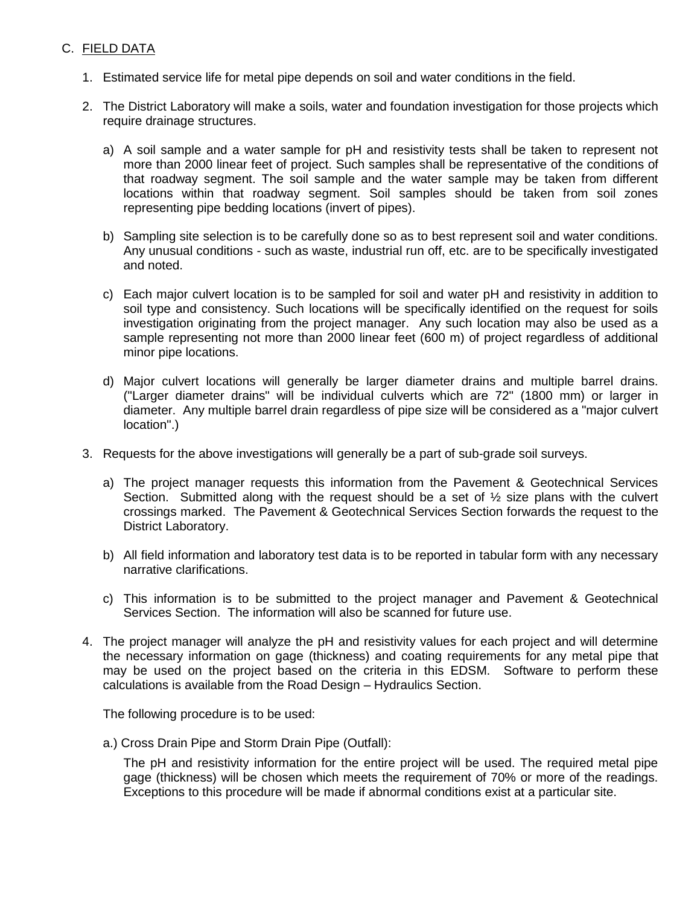## C. FIELD DATA

1. Estimated service life for metal pipe depends on soil and water conditions in the field.

2. The District Laboratory will make a soils, water and foundation investigation for those projects which require drainage structures.

   a) A soil sample and a water sample for pH and resistivity tests shall be taken to represent not more than 2000 linear feet of project. Such samples shall be representative of the conditions of that roadway segment. The soil sample and the water sample may be taken from different locations within that roadway segment. Soil samples should be taken from soil zones representing pipe bedding locations (invert of pipes).

   b) Sampling site selection is to be carefully done so as to best represent soil and water conditions. Any unusual conditions - such as waste, industrial run off, etc. are to be specifically investigated and noted.

   c) Each major culvert location is to be sampled for soil and water pH and resistivity in addition to soil type and consistency. Such locations will be specifically identified on the request for soils investigation originating from the project manager. Any such location may also be used as a sample representing not more than 2000 linear feet (600 m) of project regardless of additional minor pipe locations.

   d) Major culvert locations will generally be larger diameter drains and multiple barrel drains. ("Larger diameter drains" will be individual culverts which are 72" (1800 mm) or larger in diameter. Any multiple barrel drain regardless of pipe size will be considered as a "major culvert location".)

3. Requests for the above investigations will generally be a part of sub-grade soil surveys.

   a) The project manager requests this information from the Pavement & Geotechnical Services Section. Submitted along with the request should be a set of ½ size plans with the culvert crossings marked. The Pavement & Geotechnical Services Section forwards the request to the District Laboratory.

   b) All field information and laboratory test data is to be reported in tabular form with any necessary narrative clarifications.

   c) This information is to be submitted to the project manager and Pavement & Geotechnical Services Section. The information will also be scanned for future use.

4. The project manager will analyze the pH and resistivity values for each project and will determine the necessary information on gage (thickness) and coating requirements for any metal pipe that may be used on the project based on the criteria in this EDSM. Software to perform these calculations is available from the Road Design – Hydraulics Section.

   The following procedure is to be used:

   a.) Cross Drain Pipe and Storm Drain Pipe (Outfall):

   The pH and resistivity information for the entire project will be used. The required metal pipe gage (thickness) will be chosen which meets the requirement of 70% or more of the readings. Exceptions to this procedure will be made if abnormal conditions exist at a particular site.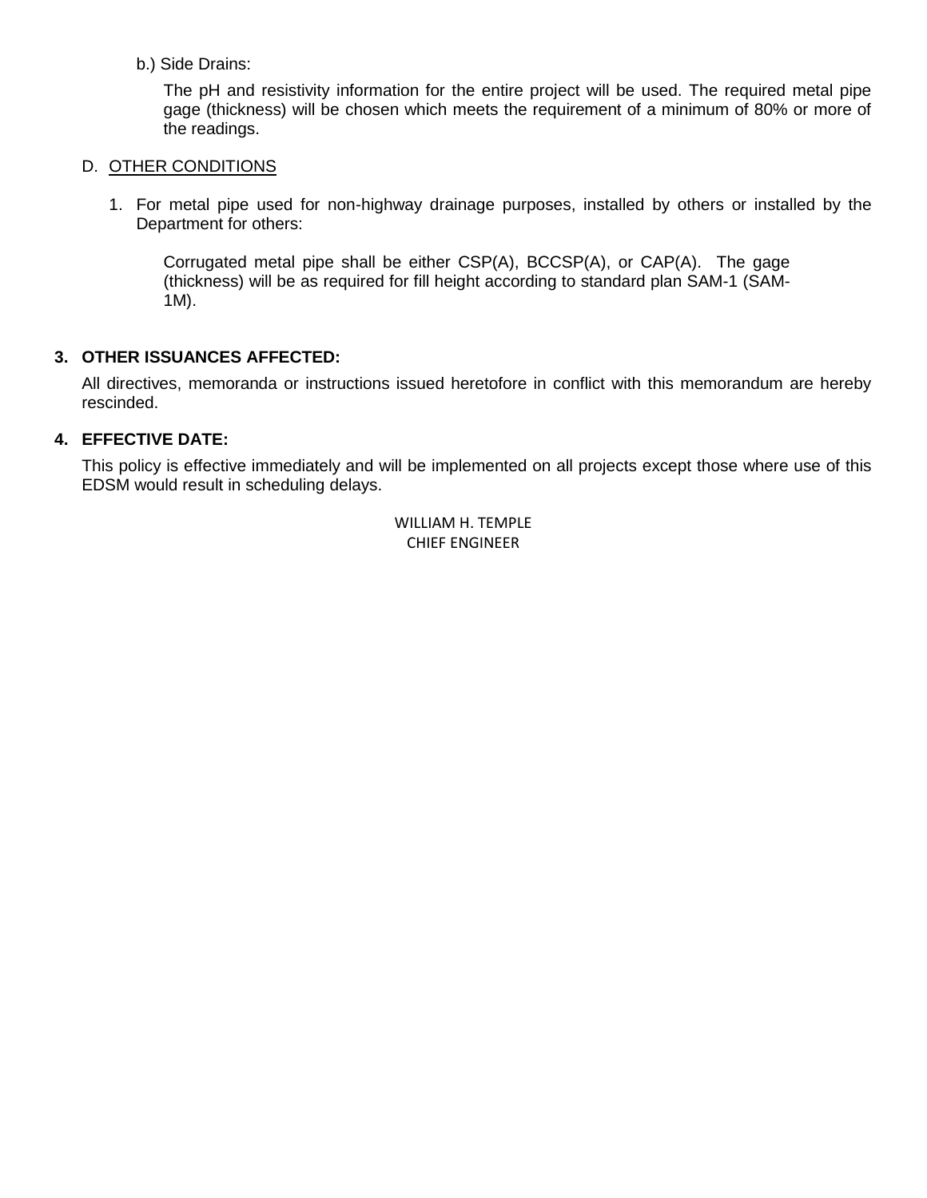b.) Side Drains:

The pH and resistivity information for the entire project will be used. The required metal pipe gage (thickness) will be chosen which meets the requirement of a minimum of 80% or more of the readings.

D. <u>OTHER CONDITIONS</u>

1. For metal pipe used for non-highway drainage purposes, installed by others or installed by the Department for others:

   Corrugated metal pipe shall be either CSP(A), BCCSP(A), or CAP(A). The gage (thickness) will be as required for fill height according to standard plan SAM-1 (SAM-1M).

**3. OTHER ISSUANCES AFFECTED:**

All directives, memoranda or instructions issued heretofore in conflict with this memorandum are hereby rescinded.

**4. EFFECTIVE DATE:**

This policy is effective immediately and will be implemented on all projects except those where use of this EDSM would result in scheduling delays.

WILLIAM H. TEMPLE
CHIEF ENGINEER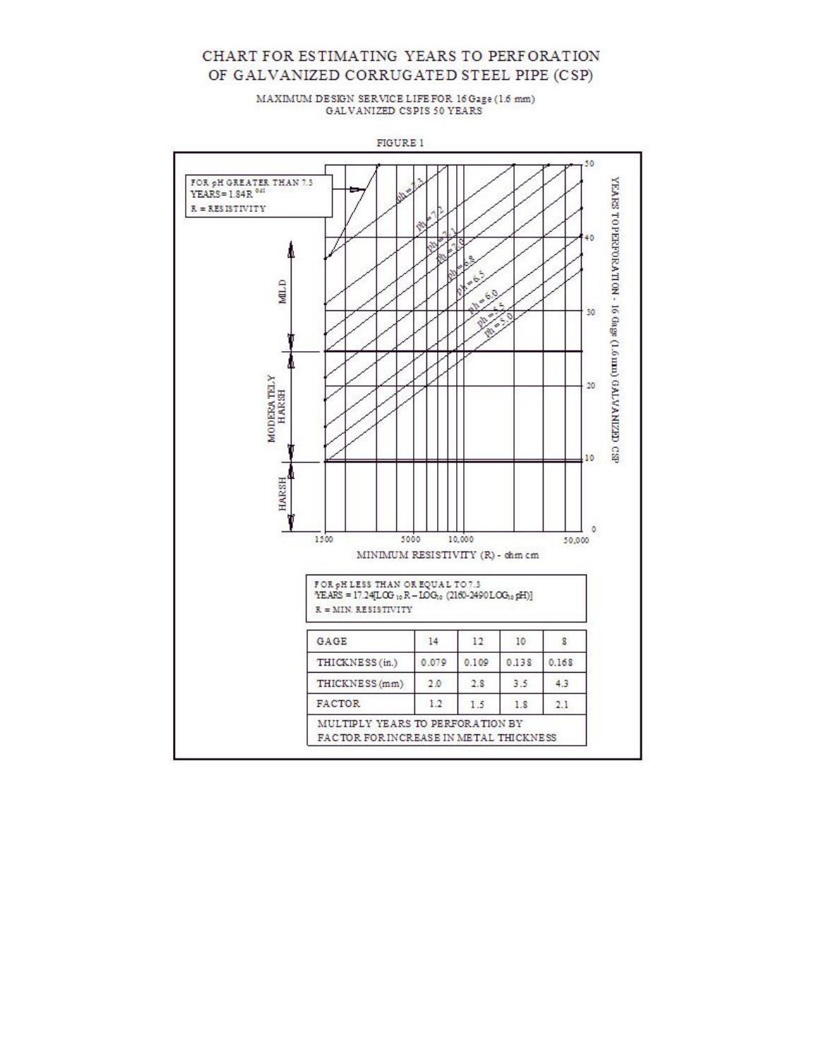# CHART FOR ESTIMATING YEARS TO PERFORATION OF GALVANIZED CORRUGATED STEEL PIPE (CSP)

MAXIMUM DESIGN SERVICE LIFE FOR 16 Gage (1.6 mm) GALVANIZED CSP IS 50 YEARS

FIGURE 1

FOR pH GREATER THAN 7.3
YEARS = $1.84R^{0.41}$
R = RESISTIVITY

MILD

MODERATELY HARSH

HARSH

ph = 7.3
ph = 7.2
ph = 7.1
ph = 7.0
ph = 6.8
ph = 6.5
ph = 6.0
ph = 5.5
ph = 5.0

1500
5000
10,000
50,000

MINIMUM RESISTIVITY (R) - ohm cm

0
10
20
30
40
50

YEARS TO PERFORATION - 16 Gage (1.6 mm) GALVANIZED CSP

FOR pH LESS THAN OR EQUAL TO 7.3
YEARS = $17.24[LOG_{10} R - LOG_{10} (2160 - 2490 LOG_{10} pH)]$
R = MIN. RESISTIVITY

| GAGE | 14 | 12 | 10 | 8 |
|---|---|---|---|---|
| THICKNESS (in.) | 0.079 | 0.109 | 0.138 | 0.168 |
| THICKNESS (mm) | 2.0 | 2.8 | 3.5 | 4.3 |
| FACTOR | 1.2 | 1.5 | 1.8 | 2.1 |

MULTIPLY YEARS TO PERFORATION BY FACTOR FOR INCREASE IN METAL THICKNESS